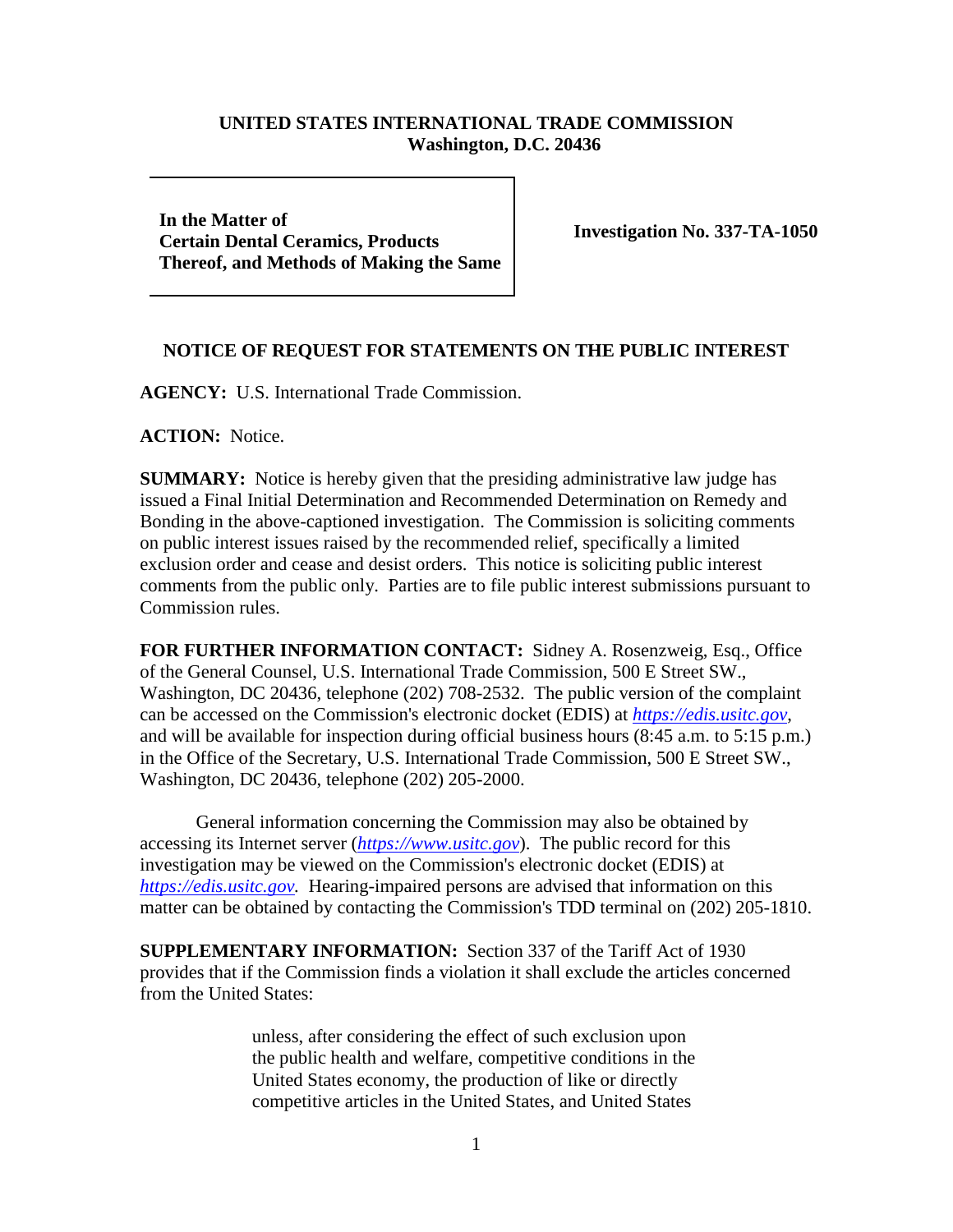**UNITED STATES INTERNATIONAL TRADE COMMISSION**
**Washington, D.C. 20436**

| | |
|---|---|
| **In the Matter of** **Certain Dental Ceramics, Products Thereof, and Methods of Making the Same** | **Investigation No. 337-TA-1050** |

## NOTICE OF REQUEST FOR STATEMENTS ON THE PUBLIC INTEREST

**AGENCY:** U.S. International Trade Commission.

**ACTION:** Notice.

**SUMMARY:** Notice is hereby given that the presiding administrative law judge has issued a Final Initial Determination and Recommended Determination on Remedy and Bonding in the above-captioned investigation. The Commission is soliciting comments on public interest issues raised by the recommended relief, specifically a limited exclusion order and cease and desist orders. This notice is soliciting public interest comments from the public only. Parties are to file public interest submissions pursuant to Commission rules.

**FOR FURTHER INFORMATION CONTACT:** Sidney A. Rosenzweig, Esq., Office of the General Counsel, U.S. International Trade Commission, 500 E Street SW., Washington, DC 20436, telephone (202) 708-2532. The public version of the complaint can be accessed on the Commission's electronic docket (EDIS) at *https://edis.usitc.gov*, and will be available for inspection during official business hours (8:45 a.m. to 5:15 p.m.) in the Office of the Secretary, U.S. International Trade Commission, 500 E Street SW., Washington, DC 20436, telephone (202) 205-2000.

General information concerning the Commission may also be obtained by accessing its Internet server (*https://www.usitc.gov*). The public record for this investigation may be viewed on the Commission's electronic docket (EDIS) at *https://edis.usitc.gov.* Hearing-impaired persons are advised that information on this matter can be obtained by contacting the Commission's TDD terminal on (202) 205-1810.

**SUPPLEMENTARY INFORMATION:** Section 337 of the Tariff Act of 1930 provides that if the Commission finds a violation it shall exclude the articles concerned from the United States:

> unless, after considering the effect of such exclusion upon the public health and welfare, competitive conditions in the United States economy, the production of like or directly competitive articles in the United States, and United States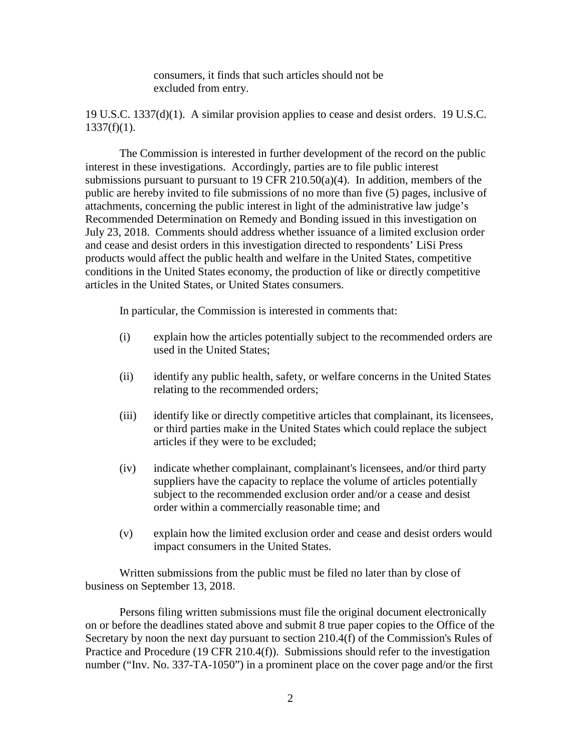consumers, it finds that such articles should not be excluded from entry.

19 U.S.C. 1337(d)(1). A similar provision applies to cease and desist orders. 19 U.S.C. 1337(f)(1).

The Commission is interested in further development of the record on the public interest in these investigations. Accordingly, parties are to file public interest submissions pursuant to pursuant to 19 CFR 210.50(a)(4). In addition, members of the public are hereby invited to file submissions of no more than five (5) pages, inclusive of attachments, concerning the public interest in light of the administrative law judge's Recommended Determination on Remedy and Bonding issued in this investigation on July 23, 2018. Comments should address whether issuance of a limited exclusion order and cease and desist orders in this investigation directed to respondents' LiSi Press products would affect the public health and welfare in the United States, competitive conditions in the United States economy, the production of like or directly competitive articles in the United States, or United States consumers.

In particular, the Commission is interested in comments that:

(i) explain how the articles potentially subject to the recommended orders are used in the United States;

(ii) identify any public health, safety, or welfare concerns in the United States relating to the recommended orders;

(iii) identify like or directly competitive articles that complainant, its licensees, or third parties make in the United States which could replace the subject articles if they were to be excluded;

(iv) indicate whether complainant, complainant's licensees, and/or third party suppliers have the capacity to replace the volume of articles potentially subject to the recommended exclusion order and/or a cease and desist order within a commercially reasonable time; and

(v) explain how the limited exclusion order and cease and desist orders would impact consumers in the United States.

Written submissions from the public must be filed no later than by close of business on September 13, 2018.

Persons filing written submissions must file the original document electronically on or before the deadlines stated above and submit 8 true paper copies to the Office of the Secretary by noon the next day pursuant to section 210.4(f) of the Commission's Rules of Practice and Procedure (19 CFR 210.4(f)). Submissions should refer to the investigation number ("Inv. No. 337-TA-1050") in a prominent place on the cover page and/or the first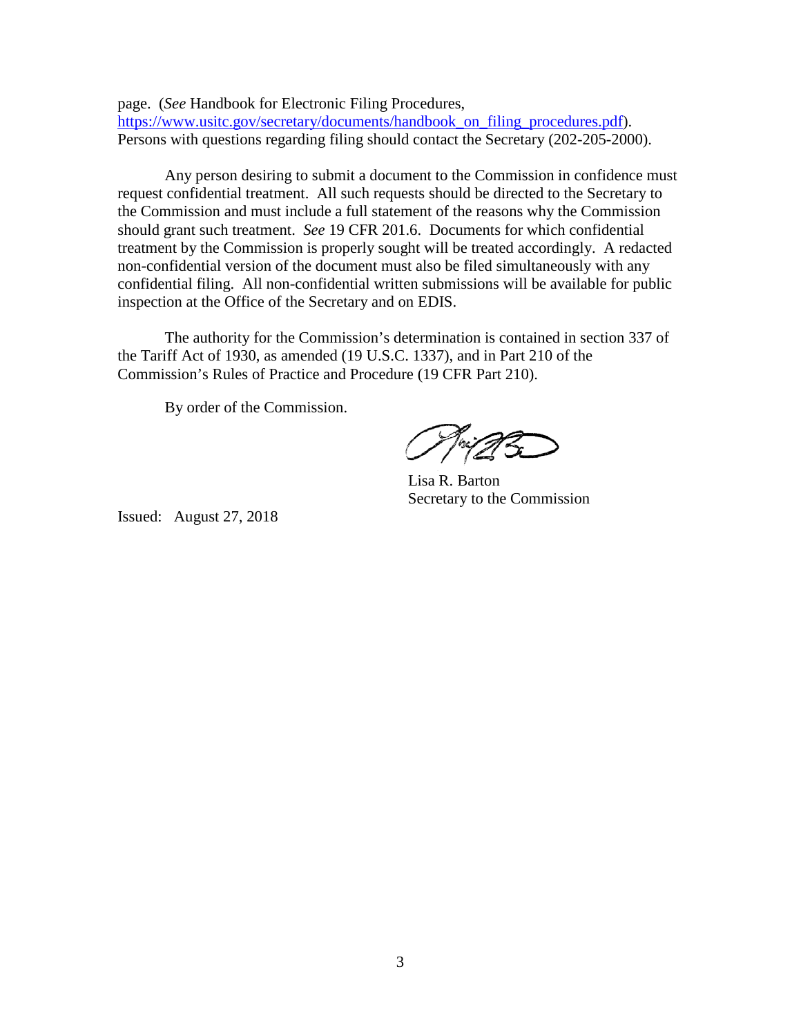page. (*See* Handbook for Electronic Filing Procedures, [https://www.usitc.gov/secretary/documents/handbook_on_filing_procedures.pdf](https://www.usitc.gov/secretary/documents/handbook_on_filing_procedures.pdf)). Persons with questions regarding filing should contact the Secretary (202-205-2000).

Any person desiring to submit a document to the Commission in confidence must request confidential treatment. All such requests should be directed to the Secretary to the Commission and must include a full statement of the reasons why the Commission should grant such treatment. *See* 19 CFR 201.6. Documents for which confidential treatment by the Commission is properly sought will be treated accordingly. A redacted non-confidential version of the document must also be filed simultaneously with any confidential filing. All non-confidential written submissions will be available for public inspection at the Office of the Secretary and on EDIS.

The authority for the Commission's determination is contained in section 337 of the Tariff Act of 1930, as amended (19 U.S.C. 1337), and in Part 210 of the Commission's Rules of Practice and Procedure (19 CFR Part 210).

By order of the Commission.

Lisa R. Barton
Secretary to the Commission

Issued: August 27, 2018